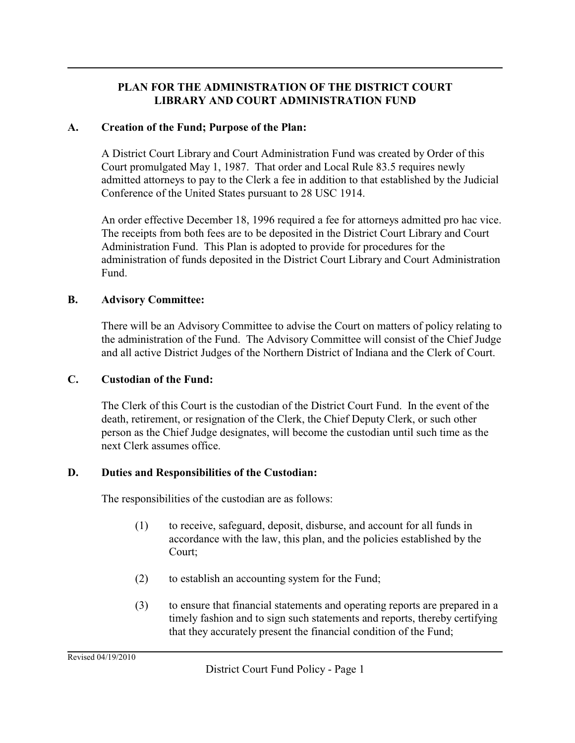# PLAN FOR THE ADMINISTRATION OF THE DISTRICT COURT LIBRARY AND COURT ADMINISTRATION FUND

## A. Creation of the Fund; Purpose of the Plan:

A District Court Library and Court Administration Fund was created by Order of this Court promulgated May 1, 1987. That order and Local Rule 83.5 requires newly admitted attorneys to pay to the Clerk a fee in addition to that established by the Judicial Conference of the United States pursuant to 28 USC 1914.

An order effective December 18, 1996 required a fee for attorneys admitted pro hac vice. The receipts from both fees are to be deposited in the District Court Library and Court Administration Fund. This Plan is adopted to provide for procedures for the administration of funds deposited in the District Court Library and Court Administration Fund.

## B. Advisory Committee:

There will be an Advisory Committee to advise the Court on matters of policy relating to the administration of the Fund. The Advisory Committee will consist of the Chief Judge and all active District Judges of the Northern District of Indiana and the Clerk of Court.

## C. Custodian of the Fund:

The Clerk of this Court is the custodian of the District Court Fund. In the event of the death, retirement, or resignation of the Clerk, the Chief Deputy Clerk, or such other person as the Chief Judge designates, will become the custodian until such time as the next Clerk assumes office.

## D. Duties and Responsibilities of the Custodian:

The responsibilities of the custodian are as follows:

(1) to receive, safeguard, deposit, disburse, and account for all funds in accordance with the law, this plan, and the policies established by the Court;

(2) to establish an accounting system for the Fund;

(3) to ensure that financial statements and operating reports are prepared in a timely fashion and to sign such statements and reports, thereby certifying that they accurately present the financial condition of the Fund;

Revised 04/19/2010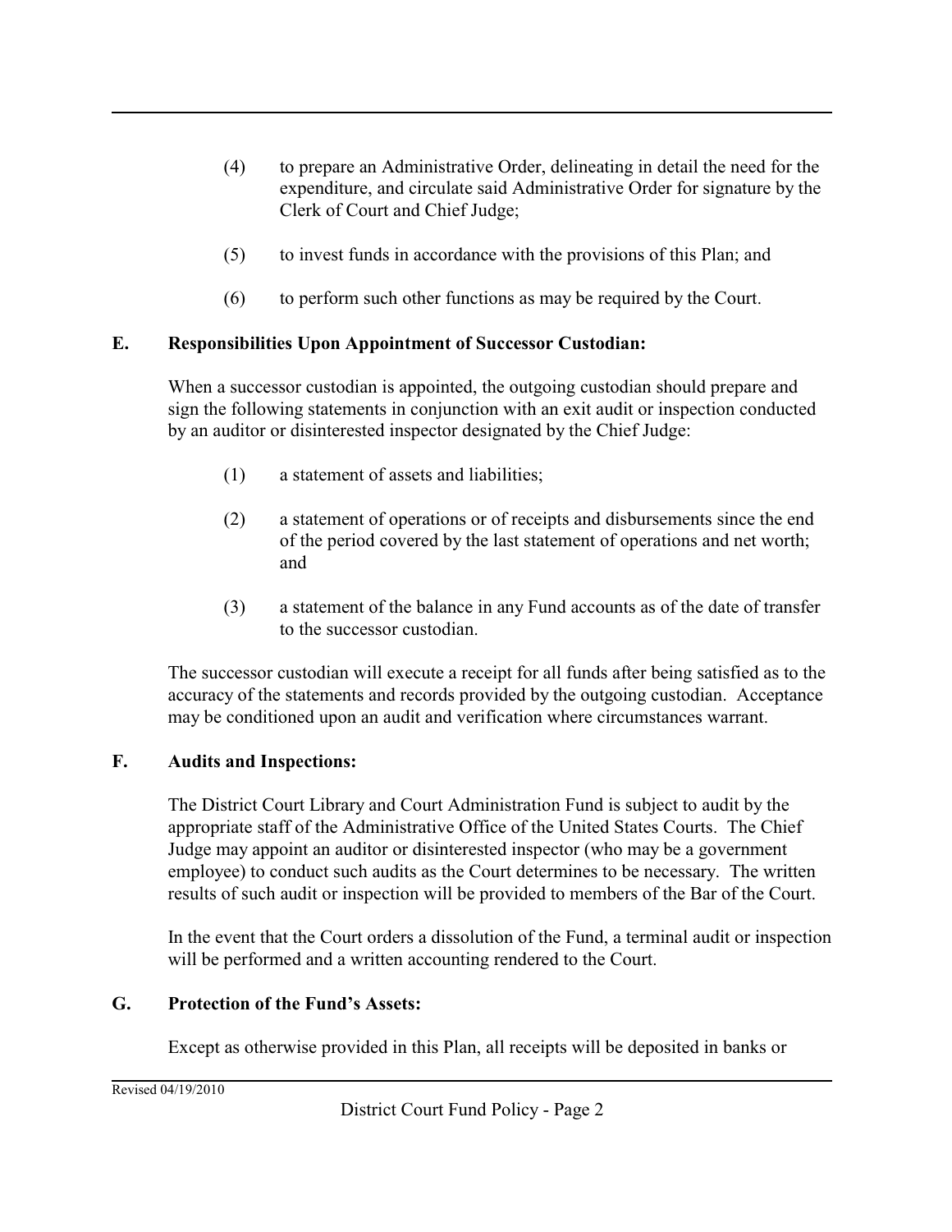(4) to prepare an Administrative Order, delineating in detail the need for the expenditure, and circulate said Administrative Order for signature by the Clerk of Court and Chief Judge;

(5) to invest funds in accordance with the provisions of this Plan; and

(6) to perform such other functions as may be required by the Court.

**E. Responsibilities Upon Appointment of Successor Custodian:**

When a successor custodian is appointed, the outgoing custodian should prepare and sign the following statements in conjunction with an exit audit or inspection conducted by an auditor or disinterested inspector designated by the Chief Judge:

(1) a statement of assets and liabilities;

(2) a statement of operations or of receipts and disbursements since the end of the period covered by the last statement of operations and net worth; and

(3) a statement of the balance in any Fund accounts as of the date of transfer to the successor custodian.

The successor custodian will execute a receipt for all funds after being satisfied as to the accuracy of the statements and records provided by the outgoing custodian. Acceptance may be conditioned upon an audit and verification where circumstances warrant.

**F. Audits and Inspections:**

The District Court Library and Court Administration Fund is subject to audit by the appropriate staff of the Administrative Office of the United States Courts. The Chief Judge may appoint an auditor or disinterested inspector (who may be a government employee) to conduct such audits as the Court determines to be necessary. The written results of such audit or inspection will be provided to members of the Bar of the Court.

In the event that the Court orders a dissolution of the Fund, a terminal audit or inspection will be performed and a written accounting rendered to the Court.

**G. Protection of the Fund's Assets:**

Except as otherwise provided in this Plan, all receipts will be deposited in banks or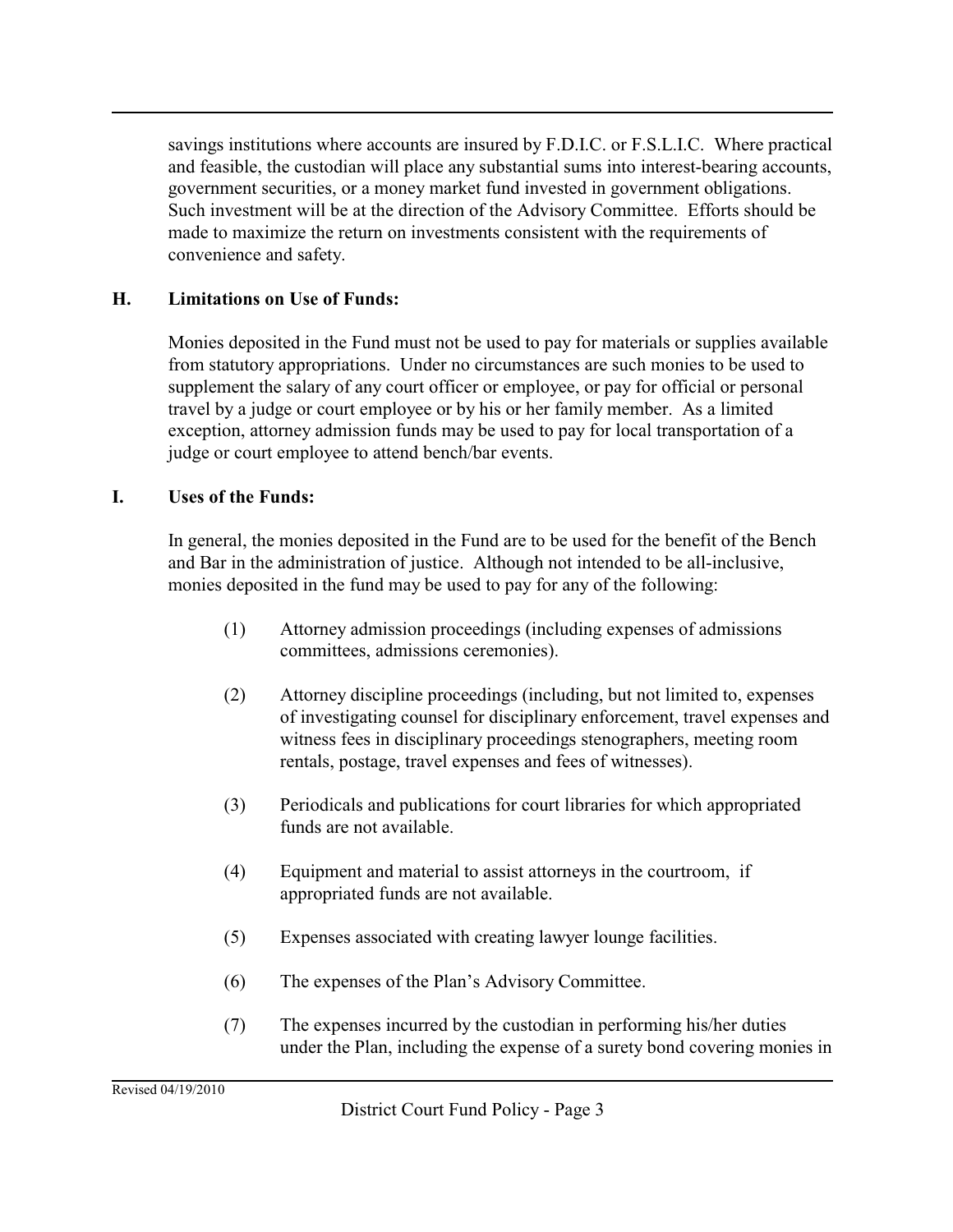savings institutions where accounts are insured by F.D.I.C. or F.S.L.I.C. Where practical and feasible, the custodian will place any substantial sums into interest-bearing accounts, government securities, or a money market fund invested in government obligations. Such investment will be at the direction of the Advisory Committee. Efforts should be made to maximize the return on investments consistent with the requirements of convenience and safety.

## H. Limitations on Use of Funds:

Monies deposited in the Fund must not be used to pay for materials or supplies available from statutory appropriations. Under no circumstances are such monies to be used to supplement the salary of any court officer or employee, or pay for official or personal travel by a judge or court employee or by his or her family member. As a limited exception, attorney admission funds may be used to pay for local transportation of a judge or court employee to attend bench/bar events.

## I. Uses of the Funds:

In general, the monies deposited in the Fund are to be used for the benefit of the Bench and Bar in the administration of justice. Although not intended to be all-inclusive, monies deposited in the fund may be used to pay for any of the following:

(1) Attorney admission proceedings (including expenses of admissions committees, admissions ceremonies).

(2) Attorney discipline proceedings (including, but not limited to, expenses of investigating counsel for disciplinary enforcement, travel expenses and witness fees in disciplinary proceedings stenographers, meeting room rentals, postage, travel expenses and fees of witnesses).

(3) Periodicals and publications for court libraries for which appropriated funds are not available.

(4) Equipment and material to assist attorneys in the courtroom, if appropriated funds are not available.

(5) Expenses associated with creating lawyer lounge facilities.

(6) The expenses of the Plan's Advisory Committee.

(7) The expenses incurred by the custodian in performing his/her duties under the Plan, including the expense of a surety bond covering monies in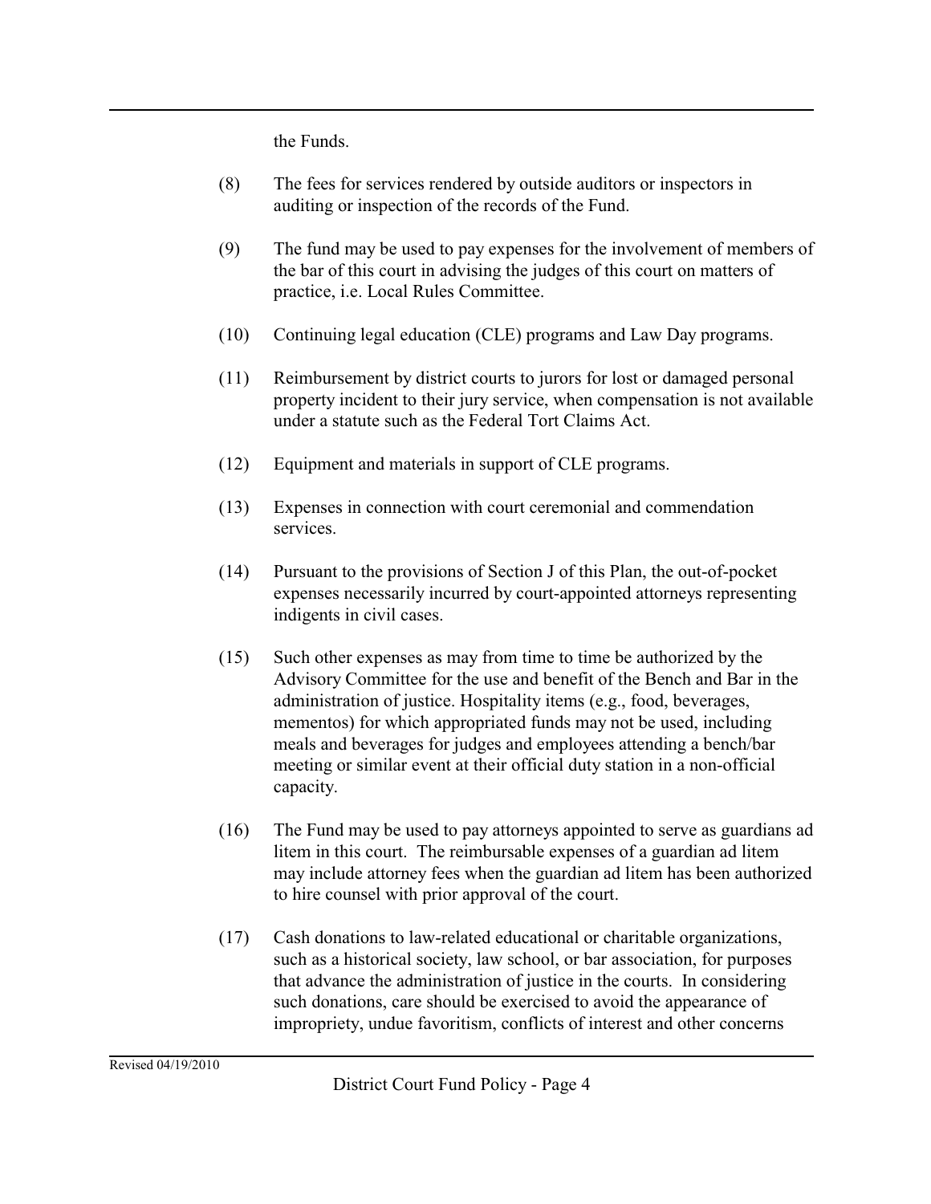the Funds.

(8) The fees for services rendered by outside auditors or inspectors in auditing or inspection of the records of the Fund.

(9) The fund may be used to pay expenses for the involvement of members of the bar of this court in advising the judges of this court on matters of practice, i.e. Local Rules Committee.

(10) Continuing legal education (CLE) programs and Law Day programs.

(11) Reimbursement by district courts to jurors for lost or damaged personal property incident to their jury service, when compensation is not available under a statute such as the Federal Tort Claims Act.

(12) Equipment and materials in support of CLE programs.

(13) Expenses in connection with court ceremonial and commendation services.

(14) Pursuant to the provisions of Section J of this Plan, the out-of-pocket expenses necessarily incurred by court-appointed attorneys representing indigents in civil cases.

(15) Such other expenses as may from time to time be authorized by the Advisory Committee for the use and benefit of the Bench and Bar in the administration of justice. Hospitality items (e.g., food, beverages, mementos) for which appropriated funds may not be used, including meals and beverages for judges and employees attending a bench/bar meeting or similar event at their official duty station in a non-official capacity.

(16) The Fund may be used to pay attorneys appointed to serve as guardians ad litem in this court. The reimbursable expenses of a guardian ad litem may include attorney fees when the guardian ad litem has been authorized to hire counsel with prior approval of the court.

(17) Cash donations to law-related educational or charitable organizations, such as a historical society, law school, or bar association, for purposes that advance the administration of justice in the courts. In considering such donations, care should be exercised to avoid the appearance of impropriety, undue favoritism, conflicts of interest and other concerns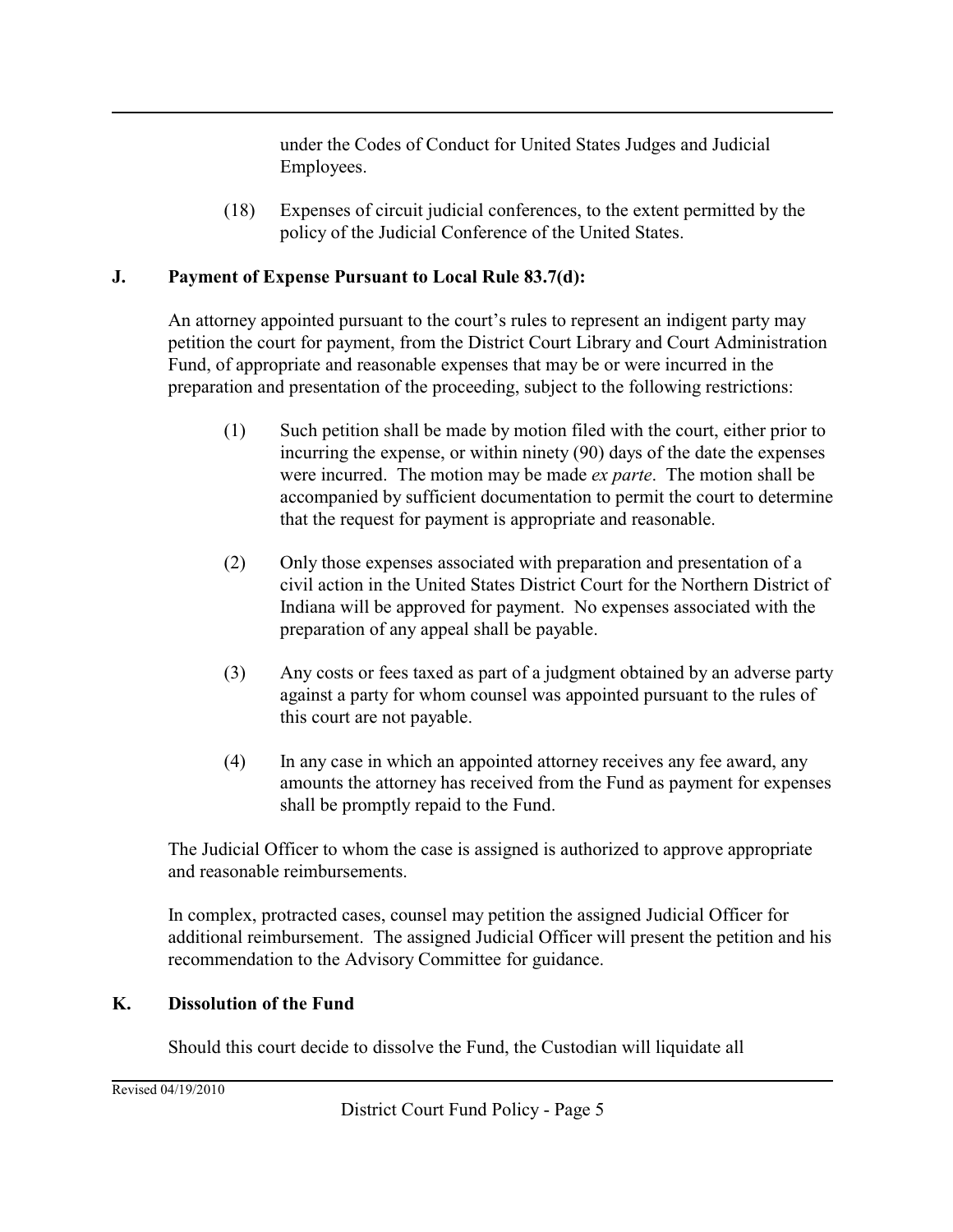under the Codes of Conduct for United States Judges and Judicial Employees.

(18) Expenses of circuit judicial conferences, to the extent permitted by the policy of the Judicial Conference of the United States.

**J. Payment of Expense Pursuant to Local Rule 83.7(d):**

An attorney appointed pursuant to the court's rules to represent an indigent party may petition the court for payment, from the District Court Library and Court Administration Fund, of appropriate and reasonable expenses that may be or were incurred in the preparation and presentation of the proceeding, subject to the following restrictions:

(1) Such petition shall be made by motion filed with the court, either prior to incurring the expense, or within ninety (90) days of the date the expenses were incurred. The motion may be made *ex parte*. The motion shall be accompanied by sufficient documentation to permit the court to determine that the request for payment is appropriate and reasonable.

(2) Only those expenses associated with preparation and presentation of a civil action in the United States District Court for the Northern District of Indiana will be approved for payment. No expenses associated with the preparation of any appeal shall be payable.

(3) Any costs or fees taxed as part of a judgment obtained by an adverse party against a party for whom counsel was appointed pursuant to the rules of this court are not payable.

(4) In any case in which an appointed attorney receives any fee award, any amounts the attorney has received from the Fund as payment for expenses shall be promptly repaid to the Fund.

The Judicial Officer to whom the case is assigned is authorized to approve appropriate and reasonable reimbursements.

In complex, protracted cases, counsel may petition the assigned Judicial Officer for additional reimbursement. The assigned Judicial Officer will present the petition and his recommendation to the Advisory Committee for guidance.

**K. Dissolution of the Fund**

Should this court decide to dissolve the Fund, the Custodian will liquidate all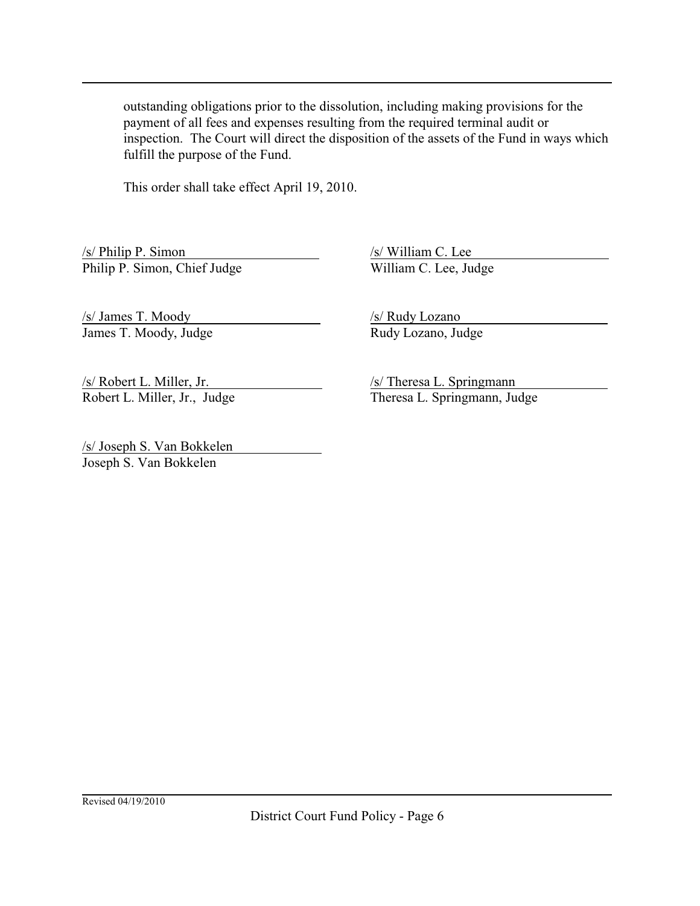outstanding obligations prior to the dissolution, including making provisions for the payment of all fees and expenses resulting from the required terminal audit or inspection. The Court will direct the disposition of the assets of the Fund in ways which fulfill the purpose of the Fund.

This order shall take effect April 19, 2010.

/s/ Philip P. Simon
Philip P. Simon, Chief Judge

/s/ William C. Lee
William C. Lee, Judge

/s/ James T. Moody
James T. Moody, Judge

/s/ Rudy Lozano
Rudy Lozano, Judge

/s/ Robert L. Miller, Jr.
Robert L. Miller, Jr., Judge

/s/ Theresa L. Springmann
Theresa L. Springmann, Judge

/s/ Joseph S. Van Bokkelen
Joseph S. Van Bokkelen

Revised 04/19/2010